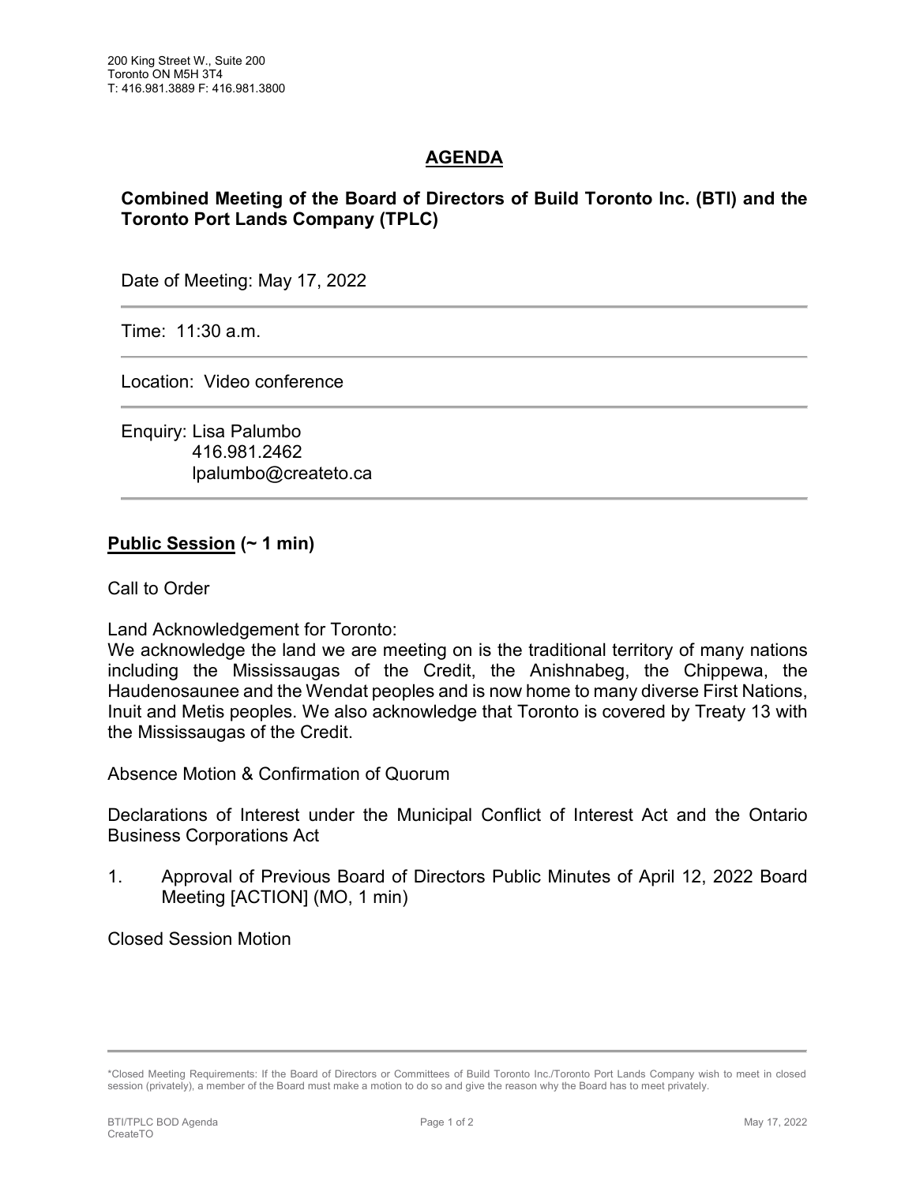200 King Street W., Suite 200
Toronto ON M5H 3T4
T: 416.981.3889 F: 416.981.3800

# AGENDA

## Combined Meeting of the Board of Directors of Build Toronto Inc. (BTI) and the Toronto Port Lands Company (TPLC)

Date of Meeting: May 17, 2022

---

Time: 11:30 a.m.

---

Location: Video conference

---

Enquiry: Lisa Palumbo
416.981.2462
lpalumbo@createto.ca

---

**Public Session (~ 1 min)**

Call to Order

Land Acknowledgement for Toronto:
We acknowledge the land we are meeting on is the traditional territory of many nations including the Mississaugas of the Credit, the Anishnabeg, the Chippewa, the Haudenosaunee and the Wendat peoples and is now home to many diverse First Nations, Inuit and Metis peoples. We also acknowledge that Toronto is covered by Treaty 13 with the Mississaugas of the Credit.

Absence Motion & Confirmation of Quorum

Declarations of Interest under the Municipal Conflict of Interest Act and the Ontario Business Corporations Act

1. Approval of Previous Board of Directors Public Minutes of April 12, 2022 Board Meeting [ACTION] (MO, 1 min)

Closed Session Motion

---

*Closed Meeting Requirements: If the Board of Directors or Committees of Build Toronto Inc./Toronto Port Lands Company wish to meet in closed session (privately), a member of the Board must make a motion to do so and give the reason why the Board has to meet privately.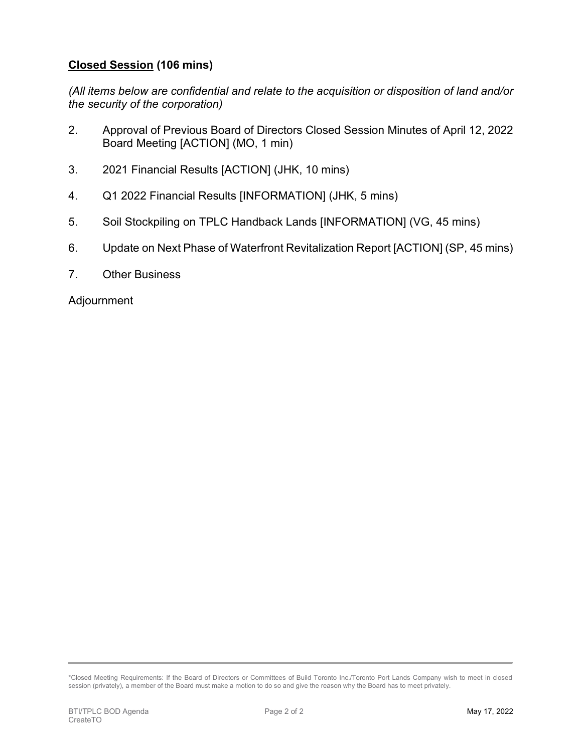**<u>Closed Session</u> (106 mins)**

*(All items below are confidential and relate to the acquisition or disposition of land and/or the security of the corporation)*

2. Approval of Previous Board of Directors Closed Session Minutes of April 12, 2022 Board Meeting [ACTION] (MO, 1 min)

3. 2021 Financial Results [ACTION] (JHK, 10 mins)

4. Q1 2022 Financial Results [INFORMATION] (JHK, 5 mins)

5. Soil Stockpiling on TPLC Handback Lands [INFORMATION] (VG, 45 mins)

6. Update on Next Phase of Waterfront Revitalization Report [ACTION] (SP, 45 mins)

7. Other Business

Adjournment

---

*Closed Meeting Requirements: If the Board of Directors or Committees of Build Toronto Inc./Toronto Port Lands Company wish to meet in closed session (privately), a member of the Board must make a motion to do so and give the reason why the Board has to meet privately.